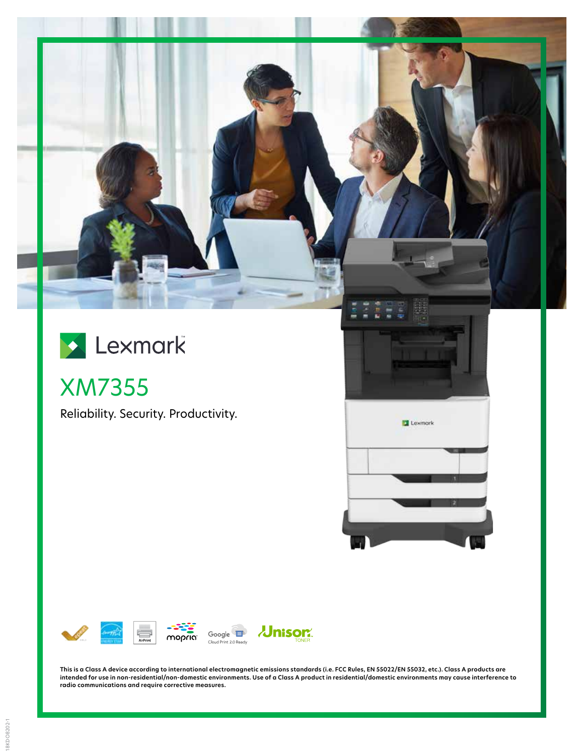# Lexmark

## XM7355

Reliability. Security. Productivity.

**This is a Class A device according to international electromagnetic emissions standards (i.e. FCC Rules, EN 55022/EN 55032, etc.). Class A products are intended for use in non-residential/non-domestic environments. Use of a Class A product in residential/domestic environments may cause interference to radio communications and require corrective measures.**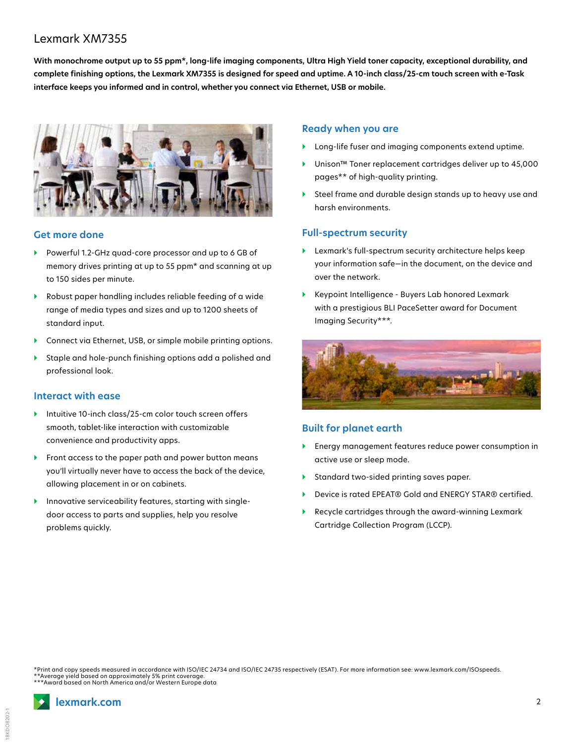# Lexmark XM7355

**With monochrome output up to 55 ppm*, long-life imaging components, Ultra High Yield toner capacity, exceptional durability, and complete finishing options, the Lexmark XM7355 is designed for speed and uptime. A 10-inch class/25-cm touch screen with e-Task interface keeps you informed and in control, whether you connect via Ethernet, USB or mobile.**

## Get more done

- Powerful 1.2-GHz quad-core processor and up to 6 GB of memory drives printing at up to 55 ppm* and scanning at up to 150 sides per minute.
- Robust paper handling includes reliable feeding of a wide range of media types and sizes and up to 1200 sheets of standard input.
- Connect via Ethernet, USB, or simple mobile printing options.
- Staple and hole-punch finishing options add a polished and professional look.

## Interact with ease

- Intuitive 10-inch class/25-cm color touch screen offers smooth, tablet-like interaction with customizable convenience and productivity apps.
- Front access to the paper path and power button means you'll virtually never have to access the back of the device, allowing placement in or on cabinets.
- Innovative serviceability features, starting with single-door access to parts and supplies, help you resolve problems quickly.

## Ready when you are

- Long-life fuser and imaging components extend uptime.
- Unison™ Toner replacement cartridges deliver up to 45,000 pages** of high-quality printing.
- Steel frame and durable design stands up to heavy use and harsh environments.

## Full-spectrum security

- Lexmark's full-spectrum security architecture helps keep your information safe—in the document, on the device and over the network.
- Keypoint Intelligence - Buyers Lab honored Lexmark with a prestigious BLI PaceSetter award for Document Imaging Security***.

## Built for planet earth

- Energy management features reduce power consumption in active use or sleep mode.
- Standard two-sided printing saves paper.
- Device is rated EPEAT® Gold and ENERGY STAR® certified.
- Recycle cartridges through the award-winning Lexmark Cartridge Collection Program (LCCP).

*Print and copy speeds measured in accordance with ISO/IEC 24734 and ISO/IEC 24735 respectively (ESAT). For more information see: www.lexmark.com/ISOspeeds.
**Average yield based on approximately 5% print coverage.
***Award based on North America and/or Western Europe data

lexmark.com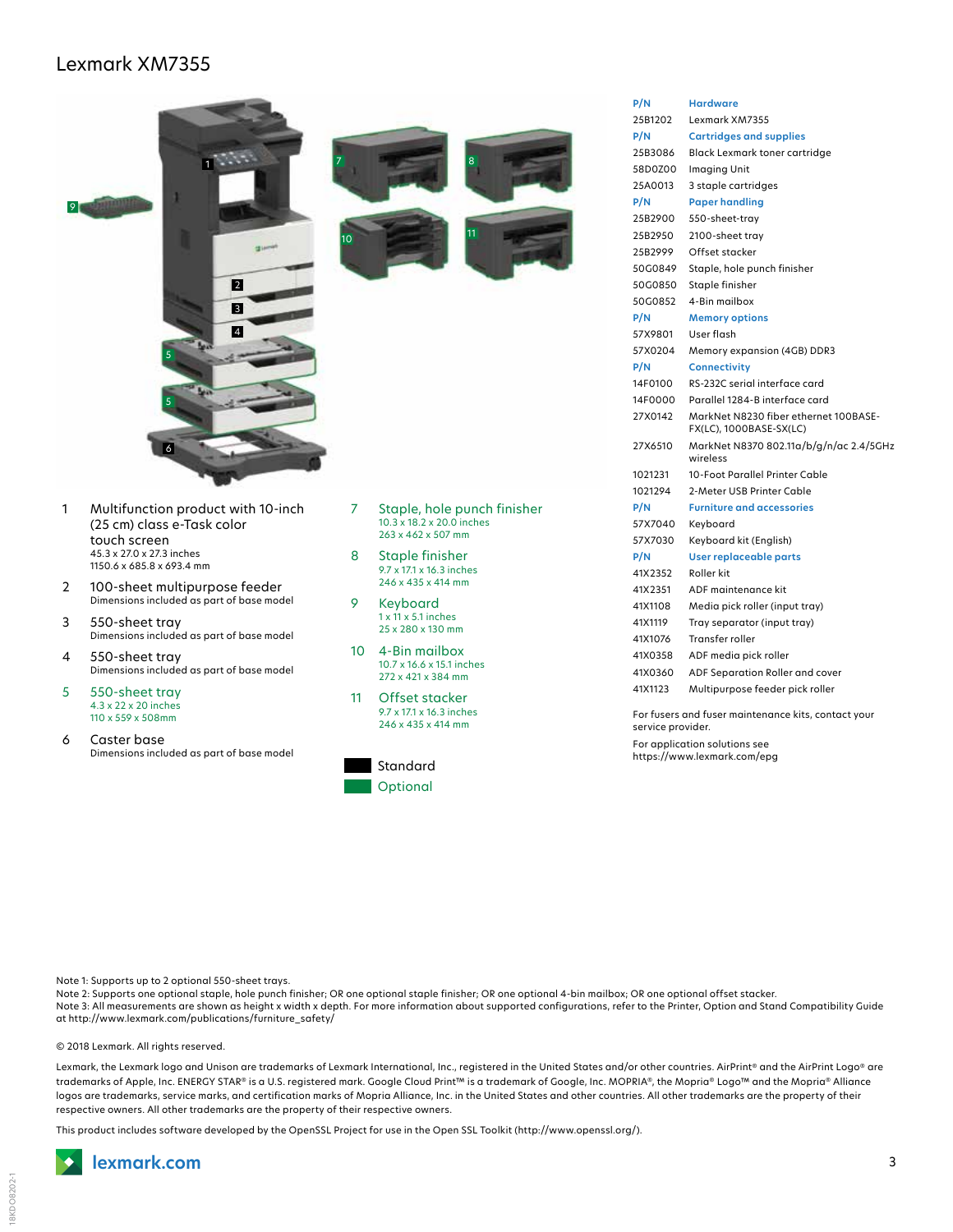# Lexmark XM7355

1. Multifunction product with 10-inch (25 cm) class e-Task color touch screen
   45.3 x 27.0 x 27.3 inches
   1150.6 x 685.8 x 693.4 mm
2. 100-sheet multipurpose feeder
   Dimensions included as part of base model
3. 550-sheet tray
   Dimensions included as part of base model
4. 550-sheet tray
   Dimensions included as part of base model
5. 550-sheet tray
   4.3 x 22 x 20 inches
   110 x 559 x 508mm
6. Caster base
   Dimensions included as part of base model
7. Staple, hole punch finisher
   10.3 x 18.2 x 20.0 inches
   263 x 462 x 507 mm
8. Staple finisher
   9.7 x 17.1 x 16.3 inches
   246 x 435 x 414 mm
9. Keyboard
   1 x 11 x 5.1 inches
   25 x 280 x 130 mm
10. 4-Bin mailbox
    10.7 x 16.6 x 15.1 inches
    272 x 421 x 384 mm
11. Offset stacker
    9.7 x 17.1 x 16.3 inches
    246 x 435 x 414 mm

Standard

Optional

| P/N | Hardware |
|---|---|
| 25B1202 | Lexmark XM7355 |
| **P/N** | **Cartridges and supplies** |
| 25B3086 | Black Lexmark toner cartridge |
| 58D0Z00 | Imaging Unit |
| 25A0013 | 3 staple cartridges |
| **P/N** | **Paper handling** |
| 25B2900 | 550-sheet-tray |
| 25B2950 | 2100-sheet tray |
| 25B2999 | Offset stacker |
| 50G0849 | Staple, hole punch finisher |
| 50G0850 | Staple finisher |
| 50G0852 | 4-Bin mailbox |
| **P/N** | **Memory options** |
| 57X9801 | User flash |
| 57X0204 | Memory expansion (4GB) DDR3 |
| **P/N** | **Connectivity** |
| 14F0100 | RS-232C serial interface card |
| 14F0000 | Parallel 1284-B interface card |
| 27X0142 | MarkNet N8230 fiber ethernet 100BASE-FX(LC), 1000BASE-SX(LC) |
| 27X6510 | MarkNet N8370 802.11a/b/g/n/ac 2.4/5GHz wireless |
| 1021231 | 10-Foot Parallel Printer Cable |
| 1021294 | 2-Meter USB Printer Cable |
| **P/N** | **Furniture and accessories** |
| 57X7040 | Keyboard |
| 57X7030 | Keyboard kit (English) |
| **P/N** | **User replaceable parts** |
| 41X2352 | Roller kit |
| 41X2351 | ADF maintenance kit |
| 41X1108 | Media pick roller (input tray) |
| 41X1119 | Tray separator (input tray) |
| 41X1076 | Transfer roller |
| 41X0358 | ADF media pick roller |
| 41X0360 | ADF Separation Roller and cover |
| 41X1123 | Multipurpose feeder pick roller |

For fusers and fuser maintenance kits, contact your service provider.

For application solutions see https://www.lexmark.com/epg

Note 1: Supports up to 2 optional 550-sheet trays.
Note 2: Supports one optional staple, hole punch finisher; OR one optional staple finisher; OR one optional 4-bin mailbox; OR one optional offset stacker.
Note 3: All measurements are shown as height x width x depth. For more information about supported configurations, refer to the Printer, Option and Stand Compatibility Guide at http://www.lexmark.com/publications/furniture_safety/

© 2018 Lexmark. All rights reserved.

Lexmark, the Lexmark logo and Unison are trademarks of Lexmark International, Inc., registered in the United States and/or other countries. AirPrint® and the AirPrint Logo® are trademarks of Apple, Inc. ENERGY STAR® is a U.S. registered mark. Google Cloud Print™ is a trademark of Google, Inc. MOPRIA®, the Mopria® Logo™ and the Mopria® Alliance logos are trademarks, service marks, and certification marks of Mopria Alliance, Inc. in the United States and other countries. All other trademarks are the property of their respective owners. All other trademarks are the property of their respective owners.

This product includes software developed by the OpenSSL Project for use in the Open SSL Toolkit (http://www.openssl.org/).

lexmark.com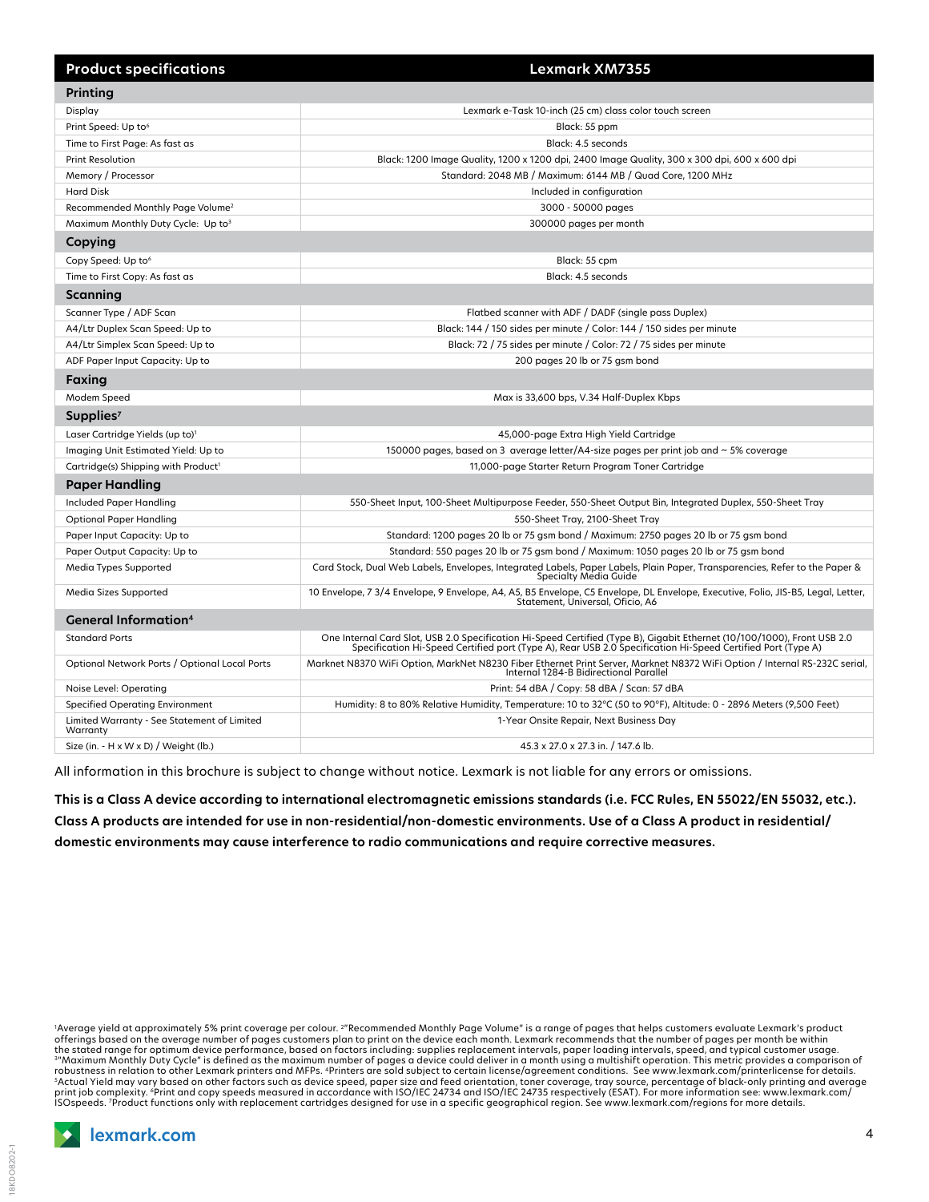| Product specifications | Lexmark XM7355 |
|---|---|
| **Printing** | |
| Display | Lexmark e-Task 10-inch (25 cm) class color touch screen |
| Print Speed: Up to[6] | Black: 55 ppm |
| Time to First Page: As fast as | Black: 4.5 seconds |
| Print Resolution | Black: 1200 Image Quality, 1200 x 1200 dpi, 2400 Image Quality, 300 x 300 dpi, 600 x 600 dpi |
| Memory / Processor | Standard: 2048 MB / Maximum: 6144 MB / Quad Core, 1200 MHz |
| Hard Disk | Included in configuration |
| Recommended Monthly Page Volume[2] | 3000 - 50000 pages |
| Maximum Monthly Duty Cycle: Up to[3] | 300000 pages per month |
| **Copying** | |
| Copy Speed: Up to[6] | Black: 55 cpm |
| Time to First Copy: As fast as | Black: 4.5 seconds |
| **Scanning** | |
| Scanner Type / ADF Scan | Flatbed scanner with ADF / DADF (single pass Duplex) |
| A4/Ltr Duplex Scan Speed: Up to | Black: 144 / 150 sides per minute / Color: 144 / 150 sides per minute |
| A4/Ltr Simplex Scan Speed: Up to | Black: 72 / 75 sides per minute / Color: 72 / 75 sides per minute |
| ADF Paper Input Capacity: Up to | 200 pages 20 lb or 75 gsm bond |
| **Faxing** | |
| Modem Speed | Max is 33,600 bps, V.34 Half-Duplex Kbps |
| **Supplies[7]** | |
| Laser Cartridge Yields (up to)[1] | 45,000-page Extra High Yield Cartridge |
| Imaging Unit Estimated Yield: Up to | 150000 pages, based on 3 average letter/A4-size pages per print job and ~ 5% coverage |
| Cartridge(s) Shipping with Product[1] | 11,000-page Starter Return Program Toner Cartridge |
| **Paper Handling** | |
| Included Paper Handling | 550-Sheet Input, 100-Sheet Multipurpose Feeder, 550-Sheet Output Bin, Integrated Duplex, 550-Sheet Tray |
| Optional Paper Handling | 550-Sheet Tray, 2100-Sheet Tray |
| Paper Input Capacity: Up to | Standard: 1200 pages 20 lb or 75 gsm bond / Maximum: 2750 pages 20 lb or 75 gsm bond |
| Paper Output Capacity: Up to | Standard: 550 pages 20 lb or 75 gsm bond / Maximum: 1050 pages 20 lb or 75 gsm bond |
| Media Types Supported | Card Stock, Dual Web Labels, Envelopes, Integrated Labels, Paper Labels, Plain Paper, Transparencies, Refer to the Paper & Specialty Media Guide |
| Media Sizes Supported | 10 Envelope, 7 3/4 Envelope, 9 Envelope, A4, A5, B5 Envelope, C5 Envelope, DL Envelope, Executive, Folio, JIS-B5, Legal, Letter, Statement, Universal, Oficio, A6 |
| **General Information[4]** | |
| Standard Ports | One Internal Card Slot, USB 2.0 Specification Hi-Speed Certified (Type B), Gigabit Ethernet (10/100/1000), Front USB 2.0 Specification Hi-Speed Certified port (Type A), Rear USB 2.0 Specification Hi-Speed Certified Port (Type A) |
| Optional Network Ports / Optional Local Ports | Marknet N8370 WiFi Option, MarkNet N8230 Fiber Ethernet Print Server, Marknet N8372 WiFi Option / Internal RS-232C serial, Internal 1284-B Bidirectional Parallel |
| Noise Level: Operating | Print: 54 dBA / Copy: 58 dBA / Scan: 57 dBA |
| Specified Operating Environment | Humidity: 8 to 80% Relative Humidity, Temperature: 10 to 32°C (50 to 90°F), Altitude: 0 - 2896 Meters (9,500 Feet) |
| Limited Warranty - See Statement of Limited Warranty | 1-Year Onsite Repair, Next Business Day |
| Size (in. - H x W x D) / Weight (lb.) | 45.3 x 27.0 x 27.3 in. / 147.6 lb. |

All information in this brochure is subject to change without notice. Lexmark is not liable for any errors or omissions.

**This is a Class A device according to international electromagnetic emissions standards (i.e. FCC Rules, EN 55022/EN 55032, etc.). Class A products are intended for use in non-residential/non-domestic environments. Use of a Class A product in residential/ domestic environments may cause interference to radio communications and require corrective measures.**

[1]Average yield at approximately 5% print coverage per colour. [2]"Recommended Monthly Page Volume" is a range of pages that helps customers evaluate Lexmark's product offerings based on the average number of pages customers plan to print on the device each month. Lexmark recommends that the number of pages per month be within the stated range for optimum device performance, based on factors including: supplies replacement intervals, paper loading intervals, speed, and typical customer usage. [3]"Maximum Monthly Duty Cycle" is defined as the maximum number of pages a device could deliver in a month using a multishift operation. This metric provides a comparison of robustness in relation to other Lexmark printers and MFPs. [4]Printers are sold subject to certain license/agreement conditions. See www.lexmark.com/printerlicense for details. [5]Actual Yield may vary based on other factors such as device speed, paper size and feed orientation, toner coverage, tray source, percentage of black-only printing and average print job complexity. [6]Print and copy speeds measured in accordance with ISO/IEC 24734 and ISO/IEC 24735 respectively (ESAT). For more information see: www.lexmark.com/ISOspeeds. [7]Product functions only with replacement cartridges designed for use in a specific geographical region. See www.lexmark.com/regions for more details.

lexmark.com